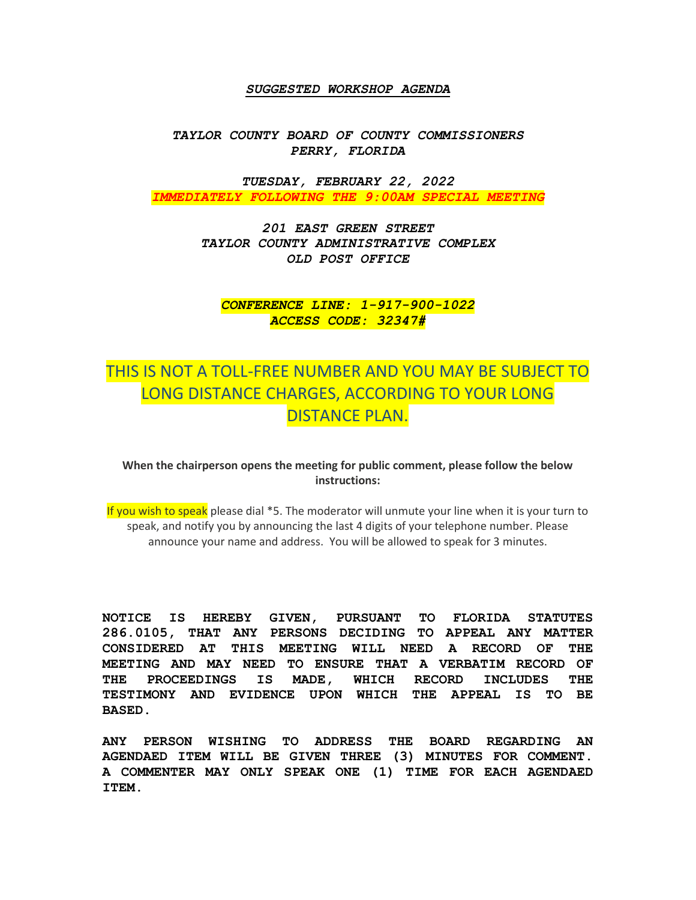***SUGGESTED WORKSHOP AGENDA***

***TAYLOR COUNTY BOARD OF COUNTY COMMISSIONERS***
***PERRY, FLORIDA***

***TUESDAY, FEBRUARY 22, 2022***
***IMMEDIATELY FOLLOWING THE 9:00AM SPECIAL MEETING***

***201 EAST GREEN STREET***
***TAYLOR COUNTY ADMINISTRATIVE COMPLEX***
***OLD POST OFFICE***

***CONFERENCE LINE: 1-917-900-1022***
***ACCESS CODE: 32347#***

THIS IS NOT A TOLL-FREE NUMBER AND YOU MAY BE SUBJECT TO LONG DISTANCE CHARGES, ACCORDING TO YOUR LONG DISTANCE PLAN.

**When the chairperson opens the meeting for public comment, please follow the below instructions:**

If you wish to speak please dial *5. The moderator will unmute your line when it is your turn to speak, and notify you by announcing the last 4 digits of your telephone number. Please announce your name and address. You will be allowed to speak for 3 minutes.

**NOTICE IS HEREBY GIVEN, PURSUANT TO FLORIDA STATUTES 286.0105, THAT ANY PERSONS DECIDING TO APPEAL ANY MATTER CONSIDERED AT THIS MEETING WILL NEED A RECORD OF THE MEETING AND MAY NEED TO ENSURE THAT A VERBATIM RECORD OF THE PROCEEDINGS IS MADE, WHICH RECORD INCLUDES THE TESTIMONY AND EVIDENCE UPON WHICH THE APPEAL IS TO BE BASED.**

**ANY PERSON WISHING TO ADDRESS THE BOARD REGARDING AN AGENDAED ITEM WILL BE GIVEN THREE (3) MINUTES FOR COMMENT. A COMMENTER MAY ONLY SPEAK ONE (1) TIME FOR EACH AGENDAED ITEM.**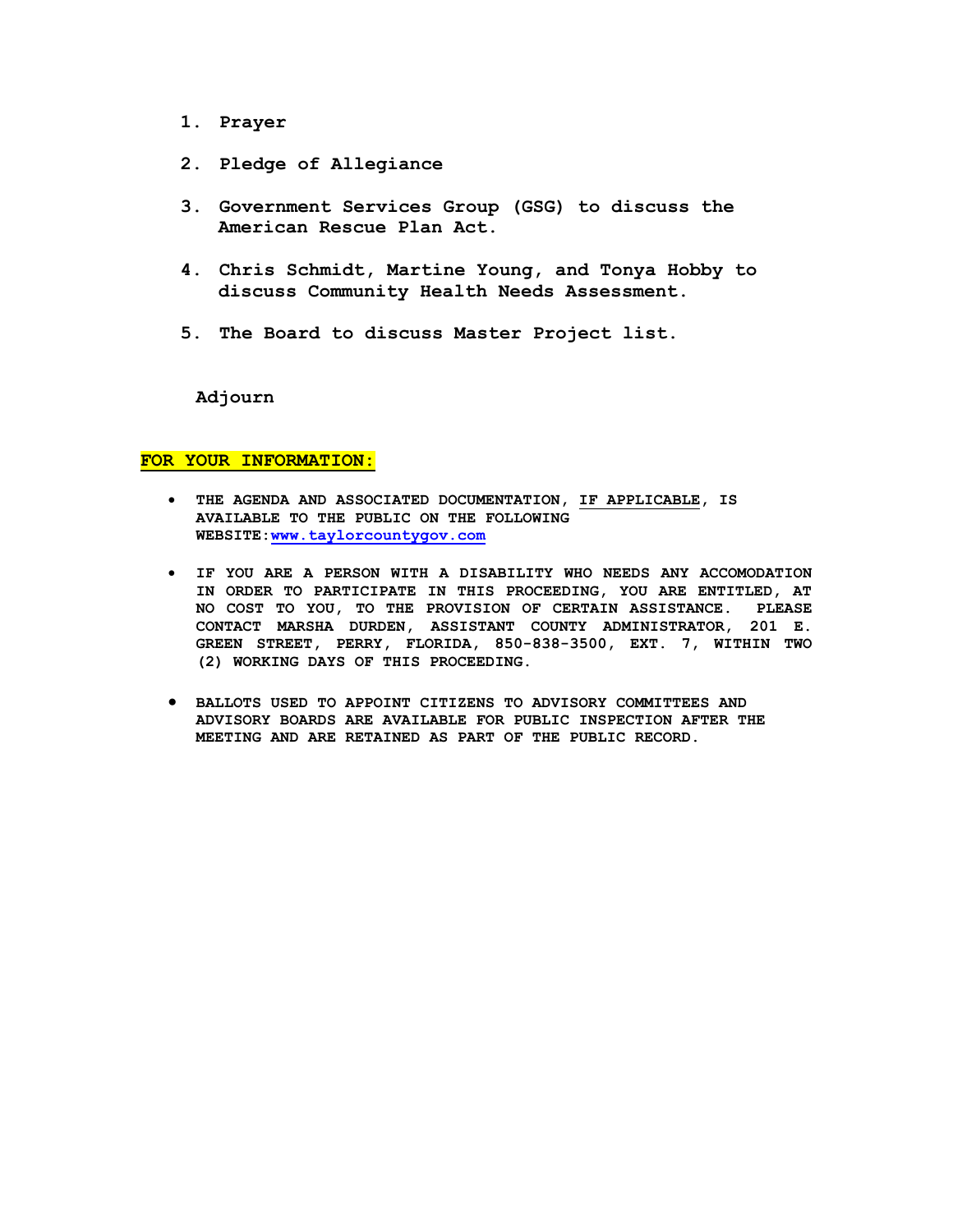1. **Prayer**

2. **Pledge of Allegiance**

3. **Government Services Group (GSG) to discuss the American Rescue Plan Act.**

4. **Chris Schmidt, Martine Young, and Tonya Hobby to discuss Community Health Needs Assessment.**

5. **The Board to discuss Master Project list.**

**Adjourn**

**FOR YOUR INFORMATION:**

- **THE AGENDA AND ASSOCIATED DOCUMENTATION, IF APPLICABLE, IS AVAILABLE TO THE PUBLIC ON THE FOLLOWING WEBSITE: www.taylorcountygov.com**

- **IF YOU ARE A PERSON WITH A DISABILITY WHO NEEDS ANY ACCOMODATION IN ORDER TO PARTICIPATE IN THIS PROCEEDING, YOU ARE ENTITLED, AT NO COST TO YOU, TO THE PROVISION OF CERTAIN ASSISTANCE. PLEASE CONTACT MARSHA DURDEN, ASSISTANT COUNTY ADMINISTRATOR, 201 E. GREEN STREET, PERRY, FLORIDA, 850-838-3500, EXT. 7, WITHIN TWO (2) WORKING DAYS OF THIS PROCEEDING.**

- **BALLOTS USED TO APPOINT CITIZENS TO ADVISORY COMMITTEES AND ADVISORY BOARDS ARE AVAILABLE FOR PUBLIC INSPECTION AFTER THE MEETING AND ARE RETAINED AS PART OF THE PUBLIC RECORD.**